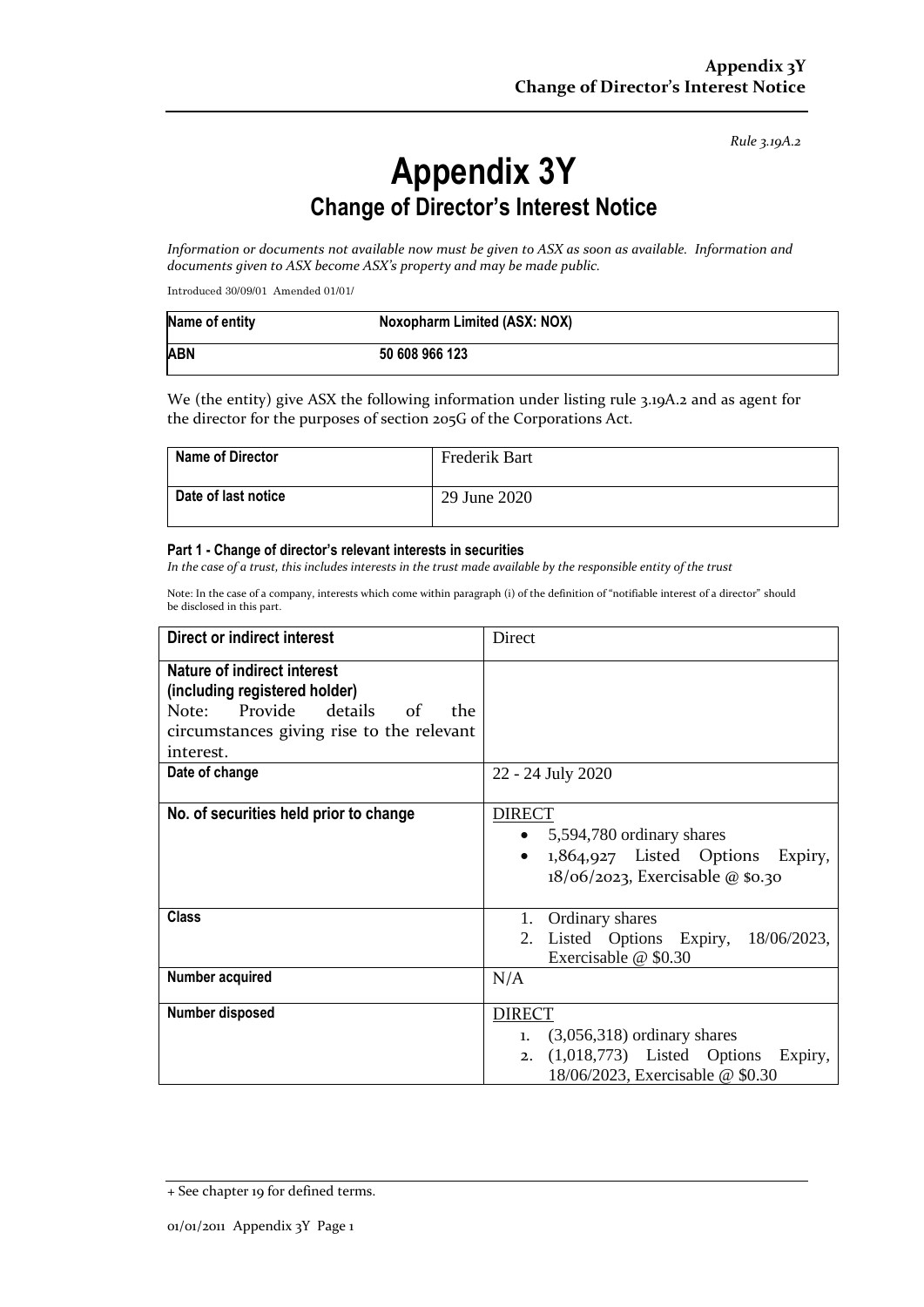*Rule 3.19A.2*

# Appendix 3Y

## Change of Director's Interest Notice

*Information or documents not available now must be given to ASX as soon as available. Information and documents given to ASX become ASX's property and may be made public.*

Introduced 30/09/01 Amended 01/01/

| | |
|---|---|
| **Name of entity** | **Noxopharm Limited (ASX: NOX)** |
| **ABN** | **50 608 966 123** |

We (the entity) give ASX the following information under listing rule 3.19A.2 and as agent for the director for the purposes of section 205G of the Corporations Act.

| | |
|---|---|
| **Name of Director** | Frederik Bart |
| **Date of last notice** | 29 June 2020 |

### Part 1 - Change of director's relevant interests in securities

*In the case of a trust, this includes interests in the trust made available by the responsible entity of the trust*

Note: In the case of a company, interests which come within paragraph (i) of the definition of "notifiable interest of a director" should be disclosed in this part.

| | |
|---|---|
| **Direct or indirect interest** | Direct |
| **Nature of indirect interest (including registered holder)** Note: Provide details of the circumstances giving rise to the relevant interest. | |
| **Date of change** | 22 - 24 July 2020 |
| **No. of securities held prior to change** | DIRECT<br>• 5,594,780 ordinary shares<br>• 1,864,927 Listed Options Expiry, 18/06/2023, Exercisable @ $0.30 |
| **Class** | 1. Ordinary shares<br>2. Listed Options Expiry, 18/06/2023, Exercisable @ $0.30 |
| **Number acquired** | N/A |
| **Number disposed** | DIRECT<br>1. (3,056,318) ordinary shares<br>2. (1,018,773) Listed Options Expiry, 18/06/2023, Exercisable @ $0.30 |

+ See chapter 19 for defined terms.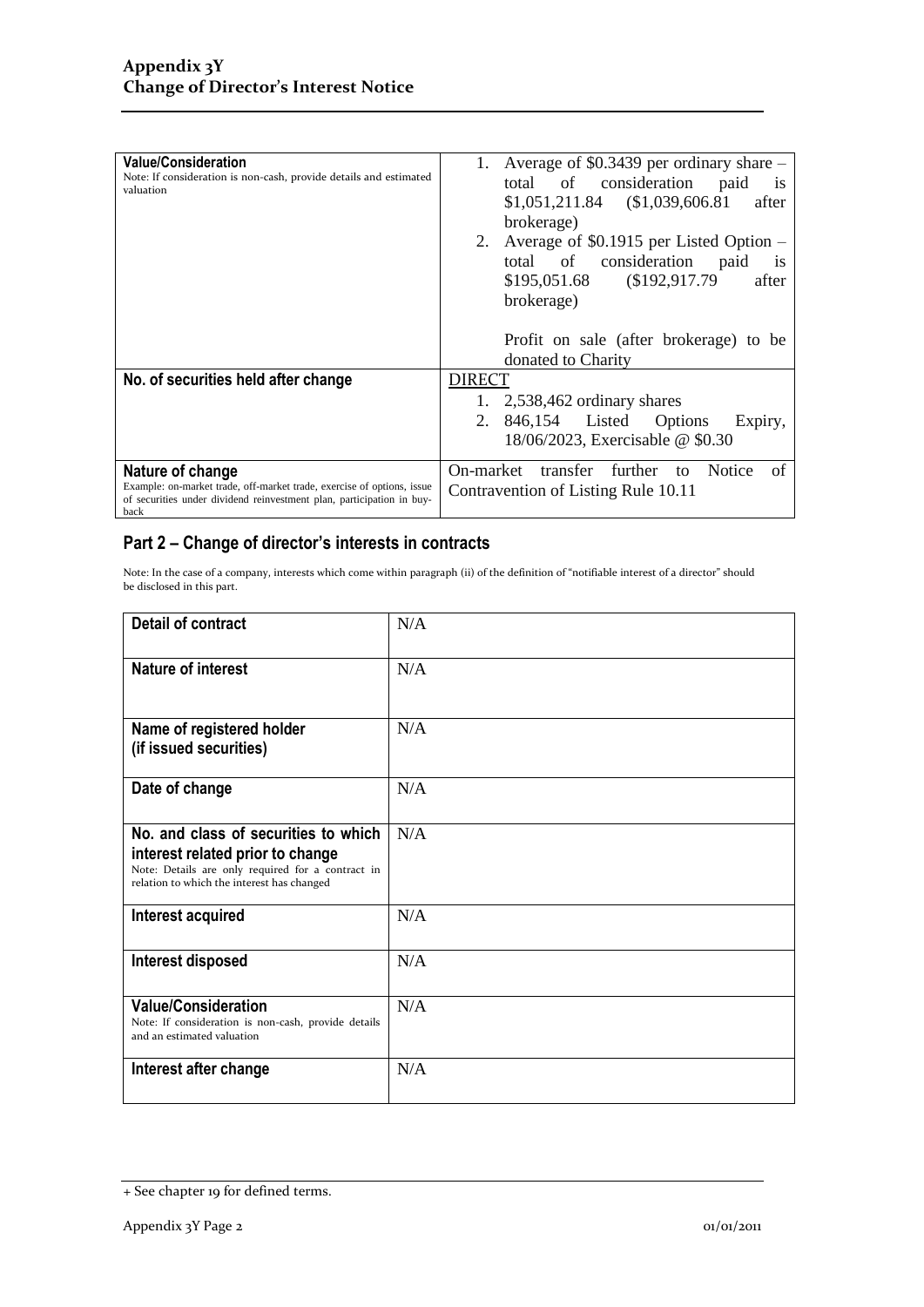| | |
|---|---|
| **Value/Consideration**<br>Note: If consideration is non-cash, provide details and estimated valuation | 1. Average of \$0.3439 per ordinary share – total of consideration paid is \$1,051,211.84 (\$1,039,606.81 after brokerage)<br>2. Average of \$0.1915 per Listed Option – total of consideration paid is \$195,051.68 (\$192,917.79 after brokerage)<br><br>Profit on sale (after brokerage) to be donated to Charity |
| **No. of securities held after change** | DIRECT<br>1. 2,538,462 ordinary shares<br>2. 846,154 Listed Options Expiry, 18/06/2023, Exercisable @ \$0.30 |
| **Nature of change**<br>Example: on-market trade, off-market trade, exercise of options, issue of securities under dividend reinvestment plan, participation in buy-back | On-market transfer further to Notice of Contravention of Listing Rule 10.11 |

## Part 2 – Change of director's interests in contracts

Note: In the case of a company, interests which come within paragraph (ii) of the definition of "notifiable interest of a director" should be disclosed in this part.

| | |
|---|---|
| **Detail of contract** | N/A |
| **Nature of interest** | N/A |
| **Name of registered holder (if issued securities)** | N/A |
| **Date of change** | N/A |
| **No. and class of securities to which interest related prior to change**<br>Note: Details are only required for a contract in relation to which the interest has changed | N/A |
| **Interest acquired** | N/A |
| **Interest disposed** | N/A |
| **Value/Consideration**<br>Note: If consideration is non-cash, provide details and an estimated valuation | N/A |
| **Interest after change** | N/A |

+ See chapter 19 for defined terms.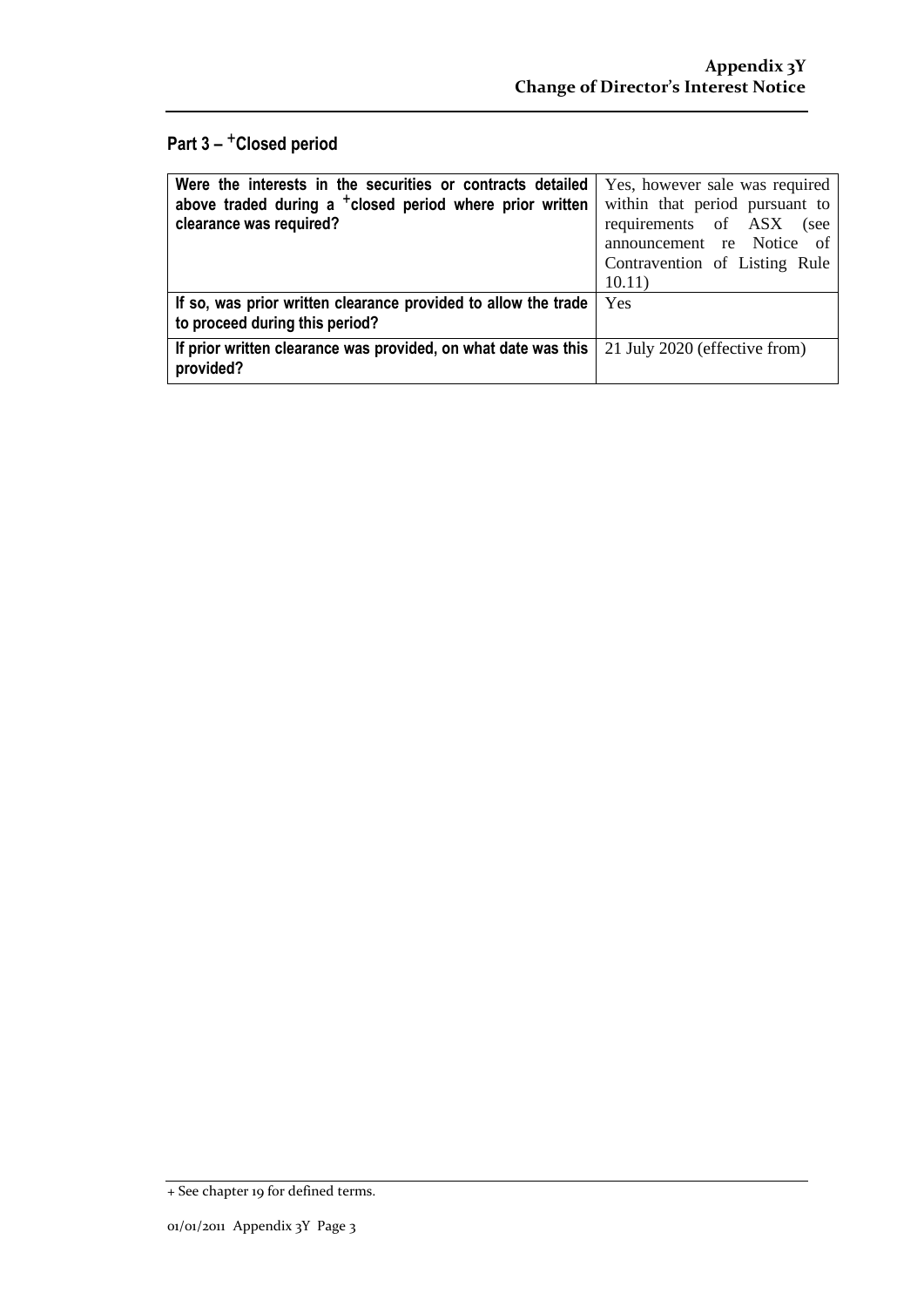## Part 3 – +Closed period

| | |
|---|---|
| **Were the interests in the securities or contracts detailed above traded during a +closed period where prior written clearance was required?** | Yes, however sale was required within that period pursuant to requirements of ASX (see announcement re Notice of Contravention of Listing Rule 10.11) |
| **If so, was prior written clearance provided to allow the trade to proceed during this period?** | Yes |
| **If prior written clearance was provided, on what date was this provided?** | 21 July 2020 (effective from) |

+ See chapter 19 for defined terms.